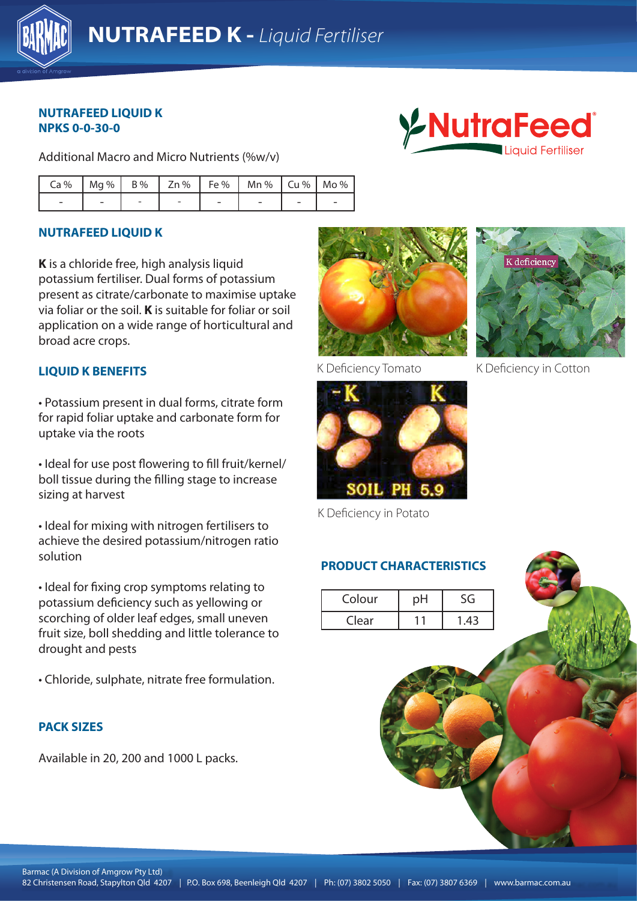# NUTRAFEED K - *Liquid Fertiliser*

**NUTRAFEED LIQUID K**
**NPKS 0-0-30-0**

Additional Macro and Micro Nutrients (%w/v)

| Ca % | Mg % | B % | Zn % | Fe % | Mn % | Cu % | Mo % |
|---|---|---|---|---|---|---|---|
| - | - | - | - | - | - | - | - |

## NUTRAFEED LIQUID K

**K** is a chloride free, high analysis liquid potassium fertiliser. Dual forms of potassium present as citrate/carbonate to maximise uptake via foliar or the soil. **K** is suitable for foliar or soil application on a wide range of horticultural and broad acre crops.

## LIQUID K BENEFITS

- Potassium present in dual forms, citrate form for rapid foliar uptake and carbonate form for uptake via the roots
- Ideal for use post flowering to fill fruit/kernel/ boll tissue during the filling stage to increase sizing at harvest
- Ideal for mixing with nitrogen fertilisers to achieve the desired potassium/nitrogen ratio solution
- Ideal for fixing crop symptoms relating to potassium deficiency such as yellowing or scorching of older leaf edges, small uneven fruit size, boll shedding and little tolerance to drought and pests
- Chloride, sulphate, nitrate free formulation.

## PACK SIZES

Available in 20, 200 and 1000 L packs.

K Deficiency Tomato

K Deficiency in Cotton

K Deficiency in Potato

## PRODUCT CHARACTERISTICS

| Colour | pH | SG |
|---|---|---|
| Clear | 11 | 1.43 |

Barmac (A Division of Amgrow Pty Ltd)
82 Christensen Road, Stapylton Qld 4207 | P.O. Box 698, Beenleigh Qld 4207 | Ph: (07) 3802 5050 | Fax: (07) 3807 6369 | www.barmac.com.au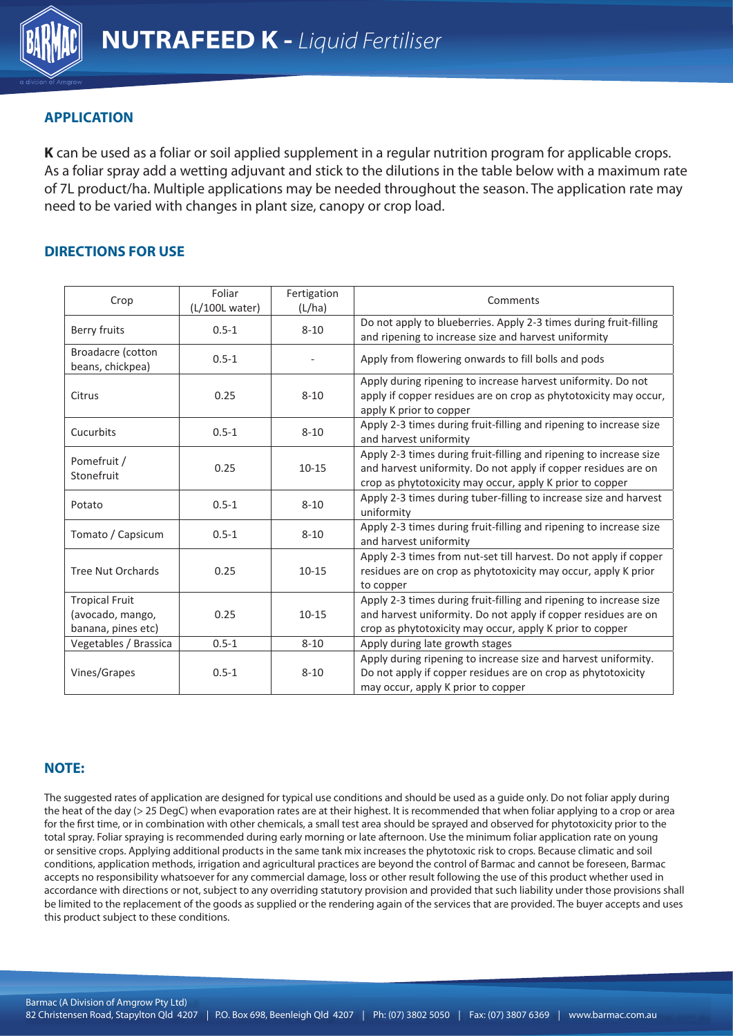# NUTRAFEED K - *Liquid Fertiliser*

## APPLICATION

**K** can be used as a foliar or soil applied supplement in a regular nutrition program for applicable crops. As a foliar spray add a wetting adjuvant and stick to the dilutions in the table below with a maximum rate of 7L product/ha. Multiple applications may be needed throughout the season. The application rate may need to be varied with changes in plant size, canopy or crop load.

## DIRECTIONS FOR USE

| Crop | Foliar (L/100L water) | Fertigation (L/ha) | Comments |
|---|---|---|---|
| Berry fruits | 0.5-1 | 8-10 | Do not apply to blueberries. Apply 2-3 times during fruit-filling and ripening to increase size and harvest uniformity |
| Broadacre (cotton beans, chickpea) | 0.5-1 | - | Apply from flowering onwards to fill bolls and pods |
| Citrus | 0.25 | 8-10 | Apply during ripening to increase harvest uniformity. Do not apply if copper residues are on crop as phytotoxicity may occur, apply K prior to copper |
| Cucurbits | 0.5-1 | 8-10 | Apply 2-3 times during fruit-filling and ripening to increase size and harvest uniformity |
| Pomefruit / Stonefruit | 0.25 | 10-15 | Apply 2-3 times during fruit-filling and ripening to increase size and harvest uniformity. Do not apply if copper residues are on crop as phytotoxicity may occur, apply K prior to copper |
| Potato | 0.5-1 | 8-10 | Apply 2-3 times during tuber-filling to increase size and harvest uniformity |
| Tomato / Capsicum | 0.5-1 | 8-10 | Apply 2-3 times during fruit-filling and ripening to increase size and harvest uniformity |
| Tree Nut Orchards | 0.25 | 10-15 | Apply 2-3 times from nut-set till harvest. Do not apply if copper residues are on crop as phytotoxicity may occur, apply K prior to copper |
| Tropical Fruit (avocado, mango, banana, pines etc) | 0.25 | 10-15 | Apply 2-3 times during fruit-filling and ripening to increase size and harvest uniformity. Do not apply if copper residues are on crop as phytotoxicity may occur, apply K prior to copper |
| Vegetables / Brassica | 0.5-1 | 8-10 | Apply during late growth stages |
| Vines/Grapes | 0.5-1 | 8-10 | Apply during ripening to increase size and harvest uniformity. Do not apply if copper residues are on crop as phytotoxicity may occur, apply K prior to copper |

## NOTE:

The suggested rates of application are designed for typical use conditions and should be used as a guide only. Do not foliar apply during the heat of the day (> 25 DegC) when evaporation rates are at their highest. It is recommended that when foliar applying to a crop or area for the first time, or in combination with other chemicals, a small test area should be sprayed and observed for phytotoxicity prior to the total spray. Foliar spraying is recommended during early morning or late afternoon. Use the minimum foliar application rate on young or sensitive crops. Applying additional products in the same tank mix increases the phytotoxic risk to crops. Because climatic and soil conditions, application methods, irrigation and agricultural practices are beyond the control of Barmac and cannot be foreseen, Barmac accepts no responsibility whatsoever for any commercial damage, loss or other result following the use of this product whether used in accordance with directions or not, subject to any overriding statutory provision and provided that such liability under those provisions shall be limited to the replacement of the goods as supplied or the rendering again of the services that are provided. The buyer accepts and uses this product subject to these conditions.

Barmac (A Division of Amgrow Pty Ltd)
82 Christensen Road, Stapylton Qld 4207 | P.O. Box 698, Beenleigh Qld 4207 | Ph: (07) 3802 5050 | Fax: (07) 3807 6369 | www.barmac.com.au